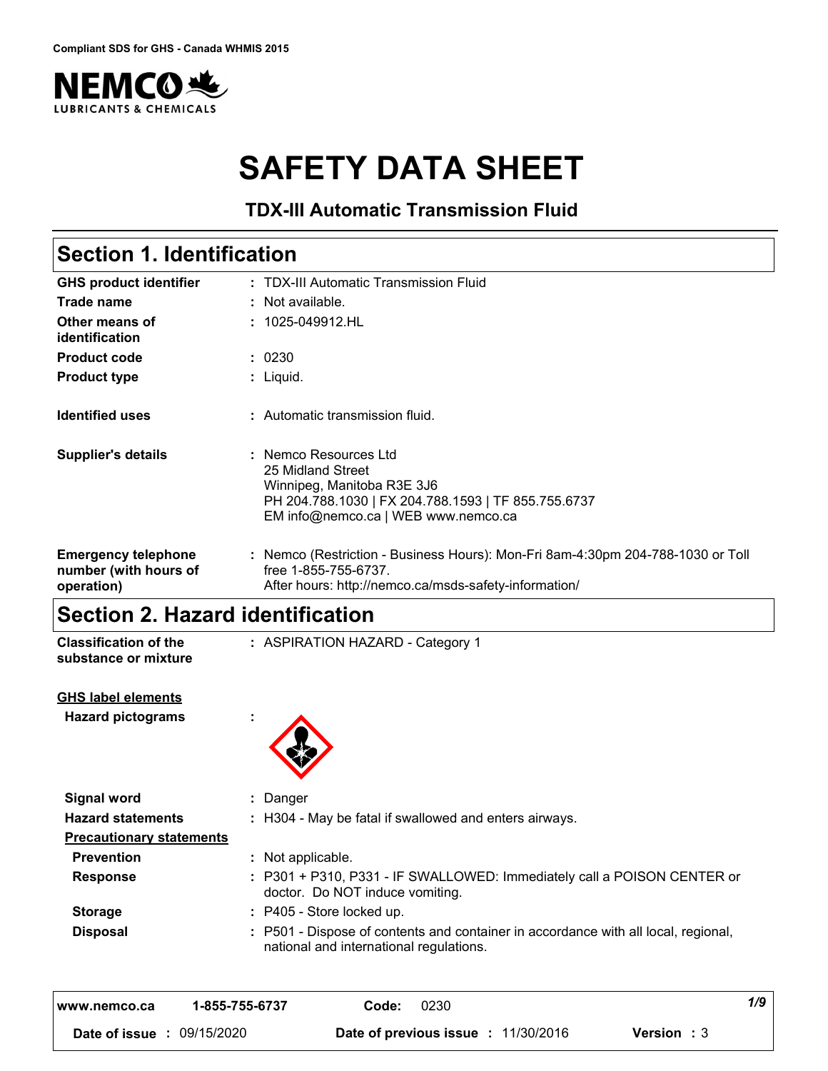Compliant SDS for GHS - Canada WHMIS 2015

# SAFETY DATA SHEET

**TDX-III Automatic Transmission Fluid**

## Section 1. Identification

| | |
|---|---|
| **GHS product identifier** | : TDX-III Automatic Transmission Fluid |
| **Trade name** | : Not available. |
| **Other means of identification** | : 1025-049912.HL |
| **Product code** | : 0230 |
| **Product type** | : Liquid. |
| **Identified uses** | : Automatic transmission fluid. |
| **Supplier's details** | : Nemco Resources Ltd<br>25 Midland Street<br>Winnipeg, Manitoba R3E 3J6<br>PH 204.788.1030 \| FX 204.788.1593 \| TF 855.755.6737<br>EM info@nemco.ca \| WEB www.nemco.ca |
| **Emergency telephone number (with hours of operation)** | : Nemco (Restriction - Business Hours): Mon-Fri 8am-4:30pm 204-788-1030 or Toll free 1-855-755-6737.<br>After hours: http://nemco.ca/msds-safety-information/ |

## Section 2. Hazard identification

| | |
|---|---|
| **Classification of the substance or mixture** | : ASPIRATION HAZARD - Category 1 |

**GHS label elements**

| | |
|---|---|
| **Hazard pictograms** | : |
| **Signal word** | : Danger |
| **Hazard statements** | : H304 - May be fatal if swallowed and enters airways. |

**Precautionary statements**

| | |
|---|---|
| **Prevention** | : Not applicable. |
| **Response** | : P301 + P310, P331 - IF SWALLOWED: Immediately call a POISON CENTER or doctor. Do NOT induce vomiting. |
| **Storage** | : P405 - Store locked up. |
| **Disposal** | : P501 - Dispose of contents and container in accordance with all local, regional, national and international regulations. |

www.nemco.ca 1-855-755-6737 Code: 0230

Date of issue : 09/15/2020 Date of previous issue : 11/30/2016 Version : 3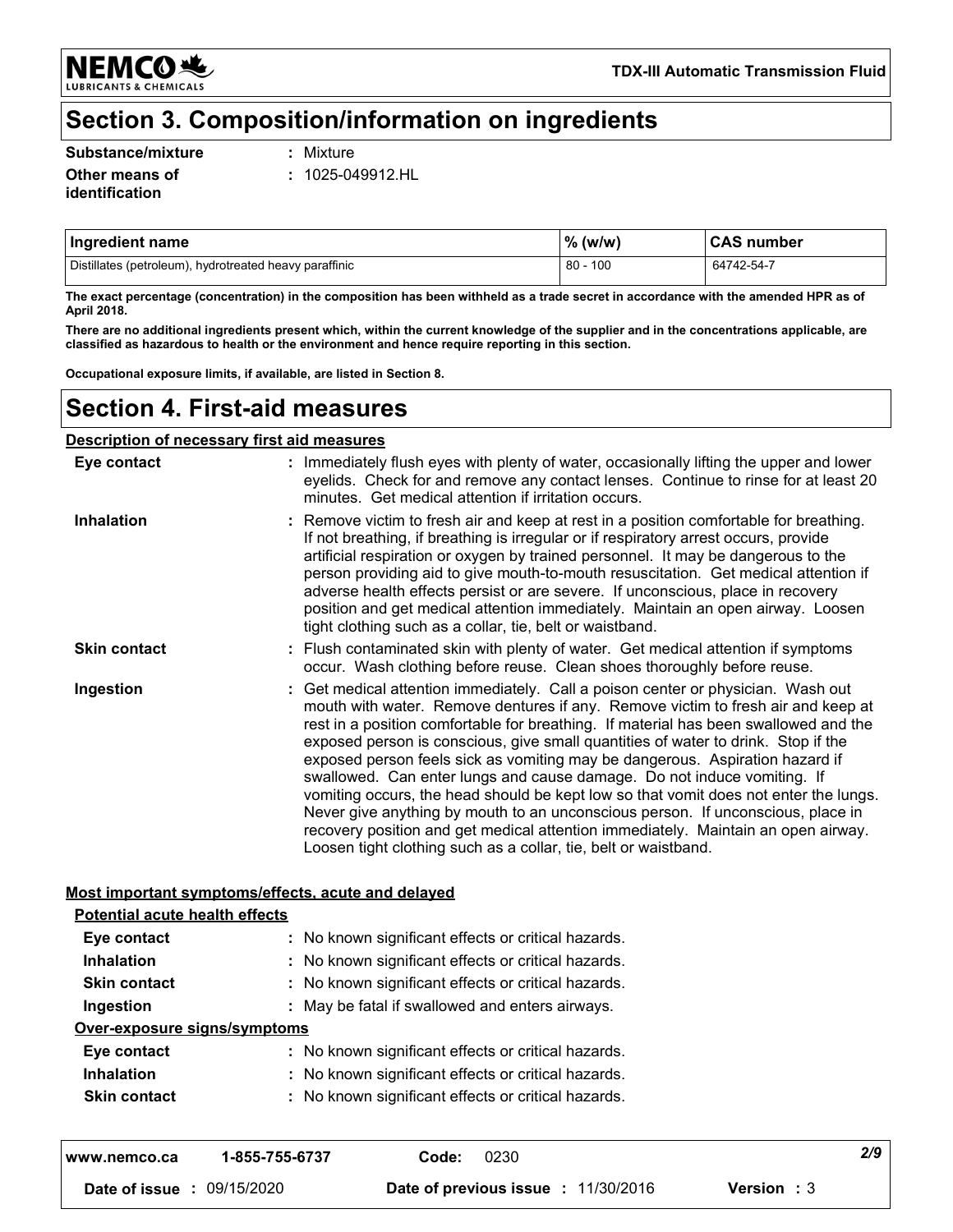## Section 3. Composition/information on ingredients

**Substance/mixture** : Mixture

**Other means of identification** : 1025-049912.HL

| Ingredient name | % (w/w) | CAS number |
|---|---|---|
| Distillates (petroleum), hydrotreated heavy paraffinic | 80 - 100 | 64742-54-7 |

**The exact percentage (concentration) in the composition has been withheld as a trade secret in accordance with the amended HPR as of April 2018.**

**There are no additional ingredients present which, within the current knowledge of the supplier and in the concentrations applicable, are classified as hazardous to health or the environment and hence require reporting in this section.**

**Occupational exposure limits, if available, are listed in Section 8.**

## Section 4. First-aid measures

### Description of necessary first aid measures

**Eye contact** : Immediately flush eyes with plenty of water, occasionally lifting the upper and lower eyelids. Check for and remove any contact lenses. Continue to rinse for at least 20 minutes. Get medical attention if irritation occurs.

**Inhalation** : Remove victim to fresh air and keep at rest in a position comfortable for breathing. If not breathing, if breathing is irregular or if respiratory arrest occurs, provide artificial respiration or oxygen by trained personnel. It may be dangerous to the person providing aid to give mouth-to-mouth resuscitation. Get medical attention if adverse health effects persist or are severe. If unconscious, place in recovery position and get medical attention immediately. Maintain an open airway. Loosen tight clothing such as a collar, tie, belt or waistband.

**Skin contact** : Flush contaminated skin with plenty of water. Get medical attention if symptoms occur. Wash clothing before reuse. Clean shoes thoroughly before reuse.

**Ingestion** : Get medical attention immediately. Call a poison center or physician. Wash out mouth with water. Remove dentures if any. Remove victim to fresh air and keep at rest in a position comfortable for breathing. If material has been swallowed and the exposed person is conscious, give small quantities of water to drink. Stop if the exposed person feels sick as vomiting may be dangerous. Aspiration hazard if swallowed. Can enter lungs and cause damage. Do not induce vomiting. If vomiting occurs, the head should be kept low so that vomit does not enter the lungs. Never give anything by mouth to an unconscious person. If unconscious, place in recovery position and get medical attention immediately. Maintain an open airway. Loosen tight clothing such as a collar, tie, belt or waistband.

### Most important symptoms/effects, acute and delayed

**Potential acute health effects**

**Eye contact** : No known significant effects or critical hazards.

**Inhalation** : No known significant effects or critical hazards.

**Skin contact** : No known significant effects or critical hazards.

**Ingestion** : May be fatal if swallowed and enters airways.

**Over-exposure signs/symptoms**

**Eye contact** : No known significant effects or critical hazards.

**Inhalation** : No known significant effects or critical hazards.

**Skin contact** : No known significant effects or critical hazards.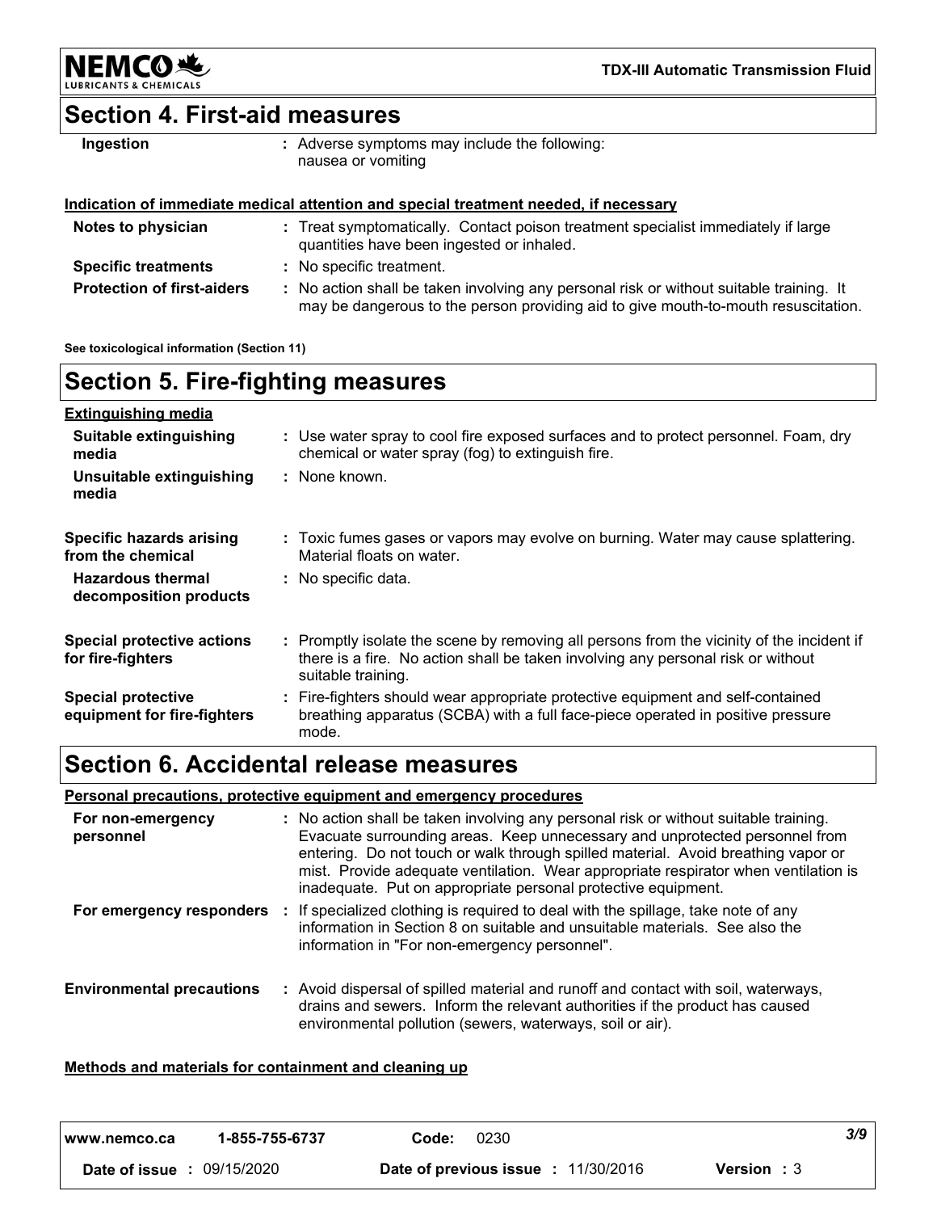## Section 4. First-aid measures

| | |
|---|---|
| **Ingestion** | : Adverse symptoms may include the following: nausea or vomiting |

**Indication of immediate medical attention and special treatment needed, if necessary**

| | |
|---|---|
| **Notes to physician** | : Treat symptomatically. Contact poison treatment specialist immediately if large quantities have been ingested or inhaled. |
| **Specific treatments** | : No specific treatment. |
| **Protection of first-aiders** | : No action shall be taken involving any personal risk or without suitable training. It may be dangerous to the person providing aid to give mouth-to-mouth resuscitation. |

**See toxicological information (Section 11)**

## Section 5. Fire-fighting measures

**Extinguishing media**

| | |
|---|---|
| **Suitable extinguishing media** | : Use water spray to cool fire exposed surfaces and to protect personnel. Foam, dry chemical or water spray (fog) to extinguish fire. |
| **Unsuitable extinguishing media** | : None known. |
| **Specific hazards arising from the chemical** | : Toxic fumes gases or vapors may evolve on burning. Water may cause splattering. Material floats on water. |
| **Hazardous thermal decomposition products** | : No specific data. |
| **Special protective actions for fire-fighters** | : Promptly isolate the scene by removing all persons from the vicinity of the incident if there is a fire. No action shall be taken involving any personal risk or without suitable training. |
| **Special protective equipment for fire-fighters** | : Fire-fighters should wear appropriate protective equipment and self-contained breathing apparatus (SCBA) with a full face-piece operated in positive pressure mode. |

## Section 6. Accidental release measures

**Personal precautions, protective equipment and emergency procedures**

| | |
|---|---|
| **For non-emergency personnel** | : No action shall be taken involving any personal risk or without suitable training. Evacuate surrounding areas. Keep unnecessary and unprotected personnel from entering. Do not touch or walk through spilled material. Avoid breathing vapor or mist. Provide adequate ventilation. Wear appropriate respirator when ventilation is inadequate. Put on appropriate personal protective equipment. |
| **For emergency responders** | : If specialized clothing is required to deal with the spillage, take note of any information in Section 8 on suitable and unsuitable materials. See also the information in "For non-emergency personnel". |
| **Environmental precautions** | : Avoid dispersal of spilled material and runoff and contact with soil, waterways, drains and sewers. Inform the relevant authorities if the product has caused environmental pollution (sewers, waterways, soil or air). |

**Methods and materials for containment and cleaning up**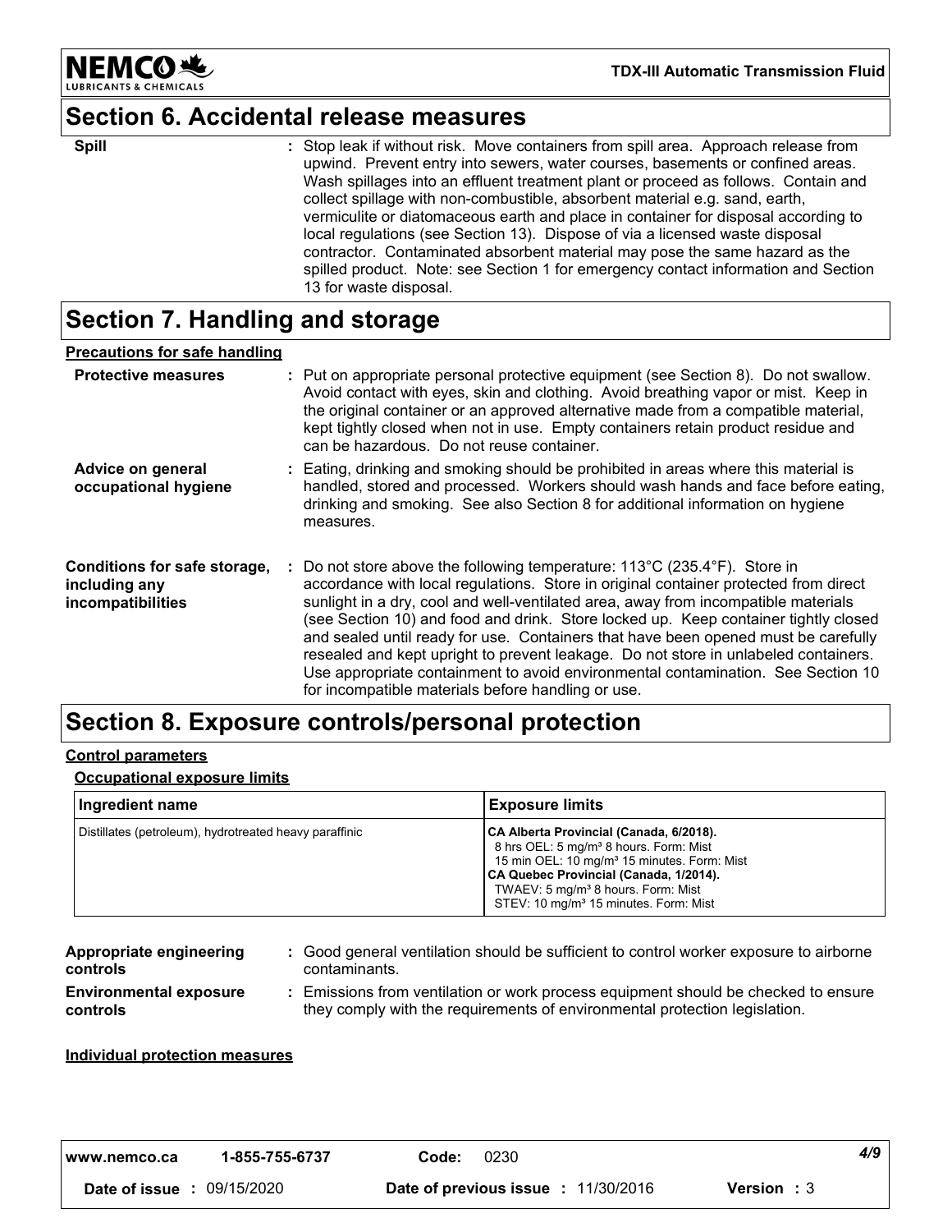## Section 6. Accidental release measures

**Spill** : Stop leak if without risk. Move containers from spill area. Approach release from upwind. Prevent entry into sewers, water courses, basements or confined areas. Wash spillages into an effluent treatment plant or proceed as follows. Contain and collect spillage with non-combustible, absorbent material e.g. sand, earth, vermiculite or diatomaceous earth and place in container for disposal according to local regulations (see Section 13). Dispose of via a licensed waste disposal contractor. Contaminated absorbent material may pose the same hazard as the spilled product. Note: see Section 1 for emergency contact information and Section 13 for waste disposal.

## Section 7. Handling and storage

**Precautions for safe handling**

**Protective measures** : Put on appropriate personal protective equipment (see Section 8). Do not swallow. Avoid contact with eyes, skin and clothing. Avoid breathing vapor or mist. Keep in the original container or an approved alternative made from a compatible material, kept tightly closed when not in use. Empty containers retain product residue and can be hazardous. Do not reuse container.

**Advice on general occupational hygiene** : Eating, drinking and smoking should be prohibited in areas where this material is handled, stored and processed. Workers should wash hands and face before eating, drinking and smoking. See also Section 8 for additional information on hygiene measures.

**Conditions for safe storage, including any incompatibilities** : Do not store above the following temperature: 113°C (235.4°F). Store in accordance with local regulations. Store in original container protected from direct sunlight in a dry, cool and well-ventilated area, away from incompatible materials (see Section 10) and food and drink. Store locked up. Keep container tightly closed and sealed until ready for use. Containers that have been opened must be carefully resealed and kept upright to prevent leakage. Do not store in unlabeled containers. Use appropriate containment to avoid environmental contamination. See Section 10 for incompatible materials before handling or use.

## Section 8. Exposure controls/personal protection

**Control parameters**

**Occupational exposure limits**

| Ingredient name | Exposure limits |
|---|---|
| Distillates (petroleum), hydrotreated heavy paraffinic | **CA Alberta Provincial (Canada, 6/2018).**<br>8 hrs OEL: 5 mg/m³ 8 hours. Form: Mist<br>15 min OEL: 10 mg/m³ 15 minutes. Form: Mist<br>**CA Quebec Provincial (Canada, 1/2014).**<br>TWAEV: 5 mg/m³ 8 hours. Form: Mist<br>STEV: 10 mg/m³ 15 minutes. Form: Mist |

**Appropriate engineering controls** : Good general ventilation should be sufficient to control worker exposure to airborne contaminants.

**Environmental exposure controls** : Emissions from ventilation or work process equipment should be checked to ensure they comply with the requirements of environmental protection legislation.

**Individual protection measures**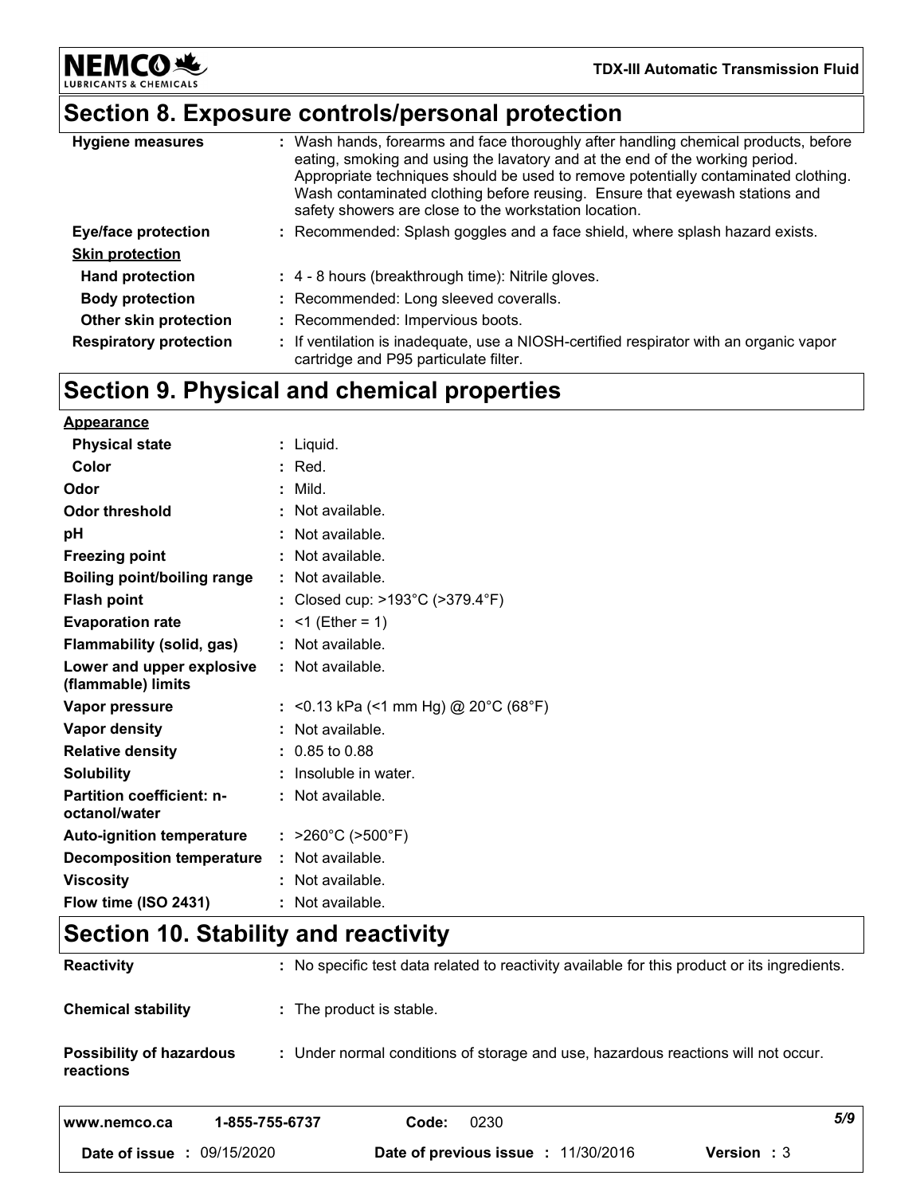## Section 8. Exposure controls/personal protection

| | |
|---|---|
| **Hygiene measures** | : Wash hands, forearms and face thoroughly after handling chemical products, before eating, smoking and using the lavatory and at the end of the working period. Appropriate techniques should be used to remove potentially contaminated clothing. Wash contaminated clothing before reusing. Ensure that eyewash stations and safety showers are close to the workstation location. |
| **Eye/face protection** | : Recommended: Splash goggles and a face shield, where splash hazard exists. |
| **Skin protection** | |
| **Hand protection** | : 4 - 8 hours (breakthrough time): Nitrile gloves. |
| **Body protection** | : Recommended: Long sleeved coveralls. |
| **Other skin protection** | : Recommended: Impervious boots. |
| **Respiratory protection** | : If ventilation is inadequate, use a NIOSH-certified respirator with an organic vapor cartridge and P95 particulate filter. |

## Section 9. Physical and chemical properties

| | |
|---|---|
| **Appearance** | |
| **Physical state** | : Liquid. |
| **Color** | : Red. |
| **Odor** | : Mild. |
| **Odor threshold** | : Not available. |
| **pH** | : Not available. |
| **Freezing point** | : Not available. |
| **Boiling point/boiling range** | : Not available. |
| **Flash point** | : Closed cup: >193°C (>379.4°F) |
| **Evaporation rate** | : <1 (Ether = 1) |
| **Flammability (solid, gas)** | : Not available. |
| **Lower and upper explosive (flammable) limits** | : Not available. |
| **Vapor pressure** | : <0.13 kPa (<1 mm Hg) @ 20°C (68°F) |
| **Vapor density** | : Not available. |
| **Relative density** | : 0.85 to 0.88 |
| **Solubility** | : Insoluble in water. |
| **Partition coefficient: n-octanol/water** | : Not available. |
| **Auto-ignition temperature** | : >260°C (>500°F) |
| **Decomposition temperature** | : Not available. |
| **Viscosity** | : Not available. |
| **Flow time (ISO 2431)** | : Not available. |

## Section 10. Stability and reactivity

| | |
|---|---|
| **Reactivity** | : No specific test data related to reactivity available for this product or its ingredients. |
| **Chemical stability** | : The product is stable. |
| **Possibility of hazardous reactions** | : Under normal conditions of storage and use, hazardous reactions will not occur. |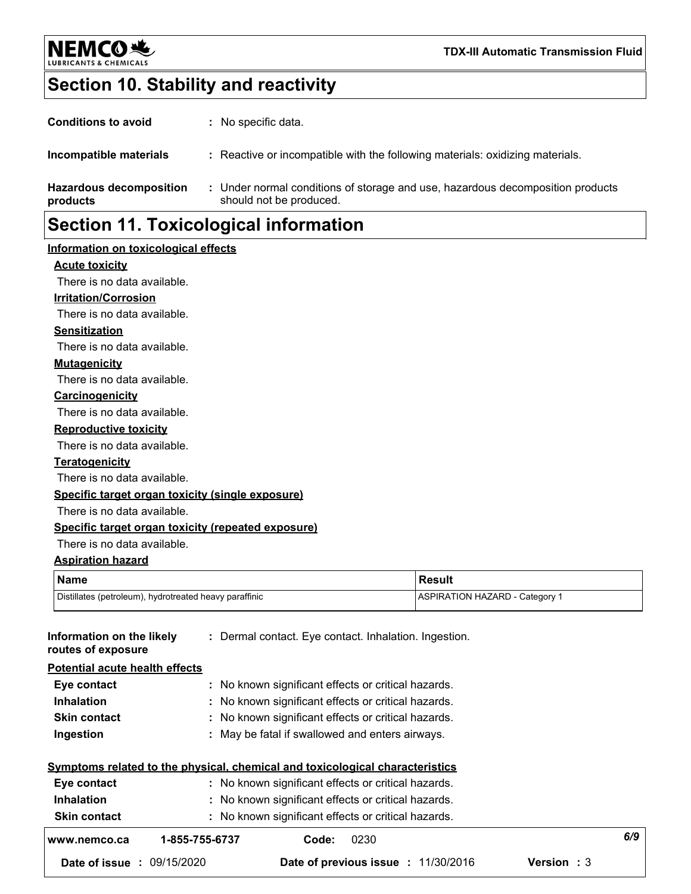## Section 10. Stability and reactivity

**Conditions to avoid** : No specific data.

**Incompatible materials** : Reactive or incompatible with the following materials: oxidizing materials.

**Hazardous decomposition products** : Under normal conditions of storage and use, hazardous decomposition products should not be produced.

## Section 11. Toxicological information

**Information on toxicological effects**

**Acute toxicity**

There is no data available.

**Irritation/Corrosion**

There is no data available.

**Sensitization**

There is no data available.

**Mutagenicity**

There is no data available.

**Carcinogenicity**

There is no data available.

**Reproductive toxicity**

There is no data available.

**Teratogenicity**

There is no data available.

**Specific target organ toxicity (single exposure)**

There is no data available.

**Specific target organ toxicity (repeated exposure)**

There is no data available.

**Aspiration hazard**

| Name | Result |
|---|---|
| Distillates (petroleum), hydrotreated heavy paraffinic | ASPIRATION HAZARD - Category 1 |

**Information on the likely routes of exposure** : Dermal contact. Eye contact. Inhalation. Ingestion.

**Potential acute health effects**

**Eye contact** : No known significant effects or critical hazards.

**Inhalation** : No known significant effects or critical hazards.

**Skin contact** : No known significant effects or critical hazards.

**Ingestion** : May be fatal if swallowed and enters airways.

**Symptoms related to the physical, chemical and toxicological characteristics**

**Eye contact** : No known significant effects or critical hazards.

**Inhalation** : No known significant effects or critical hazards.

**Skin contact** : No known significant effects or critical hazards.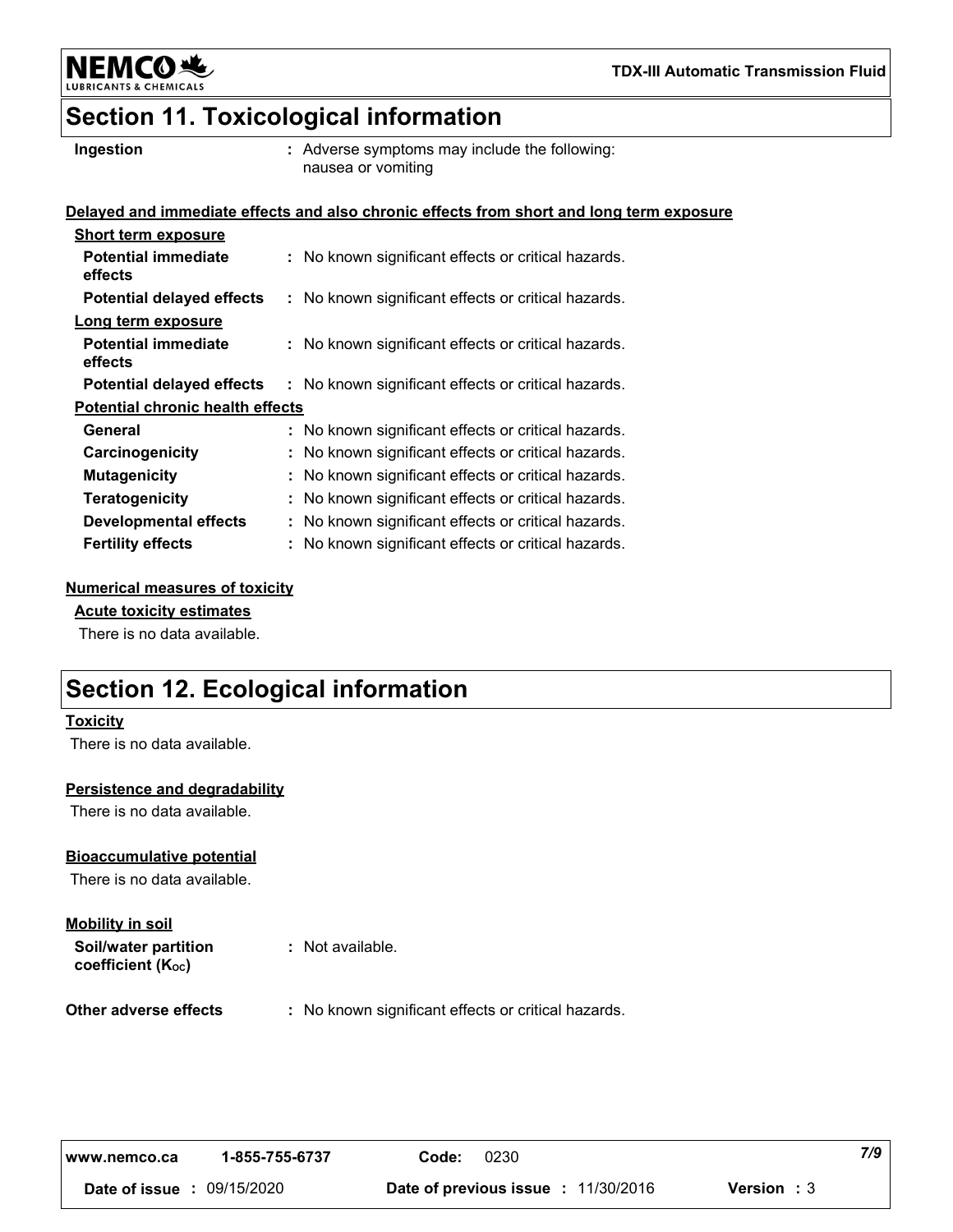## Section 11. Toxicological information

**Ingestion** : Adverse symptoms may include the following: nausea or vomiting

**Delayed and immediate effects and also chronic effects from short and long term exposure**

**Short term exposure**

| | |
|---|---|
| **Potential immediate effects** | : No known significant effects or critical hazards. |
| **Potential delayed effects** | : No known significant effects or critical hazards. |

**Long term exposure**

| | |
|---|---|
| **Potential immediate effects** | : No known significant effects or critical hazards. |
| **Potential delayed effects** | : No known significant effects or critical hazards. |

**Potential chronic health effects**

| | |
|---|---|
| **General** | : No known significant effects or critical hazards. |
| **Carcinogenicity** | : No known significant effects or critical hazards. |
| **Mutagenicity** | : No known significant effects or critical hazards. |
| **Teratogenicity** | : No known significant effects or critical hazards. |
| **Developmental effects** | : No known significant effects or critical hazards. |
| **Fertility effects** | : No known significant effects or critical hazards. |

**Numerical measures of toxicity**

**Acute toxicity estimates**

There is no data available.

## Section 12. Ecological information

**Toxicity**

There is no data available.

**Persistence and degradability**

There is no data available.

**Bioaccumulative potential**

There is no data available.

**Mobility in soil**

**Soil/water partition coefficient ($K_{OC}$)** : Not available.

**Other adverse effects** : No known significant effects or critical hazards.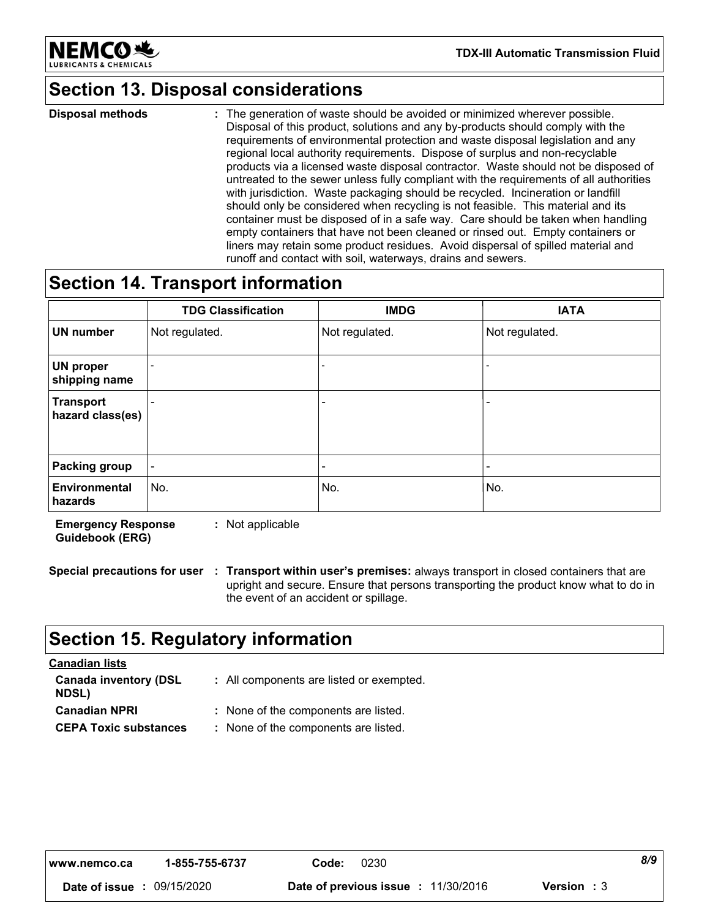## Section 13. Disposal considerations

**Disposal methods** : The generation of waste should be avoided or minimized wherever possible. Disposal of this product, solutions and any by-products should comply with the requirements of environmental protection and waste disposal legislation and any regional local authority requirements. Dispose of surplus and non-recyclable products via a licensed waste disposal contractor. Waste should not be disposed of untreated to the sewer unless fully compliant with the requirements of all authorities with jurisdiction. Waste packaging should be recycled. Incineration or landfill should only be considered when recycling is not feasible. This material and its container must be disposed of in a safe way. Care should be taken when handling empty containers that have not been cleaned or rinsed out. Empty containers or liners may retain some product residues. Avoid dispersal of spilled material and runoff and contact with soil, waterways, drains and sewers.

## Section 14. Transport information

| | TDG Classification | IMDG | IATA |
|---|---|---|---|
| **UN number** | Not regulated. | Not regulated. | Not regulated. |
| **UN proper shipping name** | - | - | - |
| **Transport hazard class(es)** | - | - | - |
| **Packing group** | - | - | - |
| **Environmental hazards** | No. | No. | No. |

**Emergency Response Guidebook (ERG)** : Not applicable

**Special precautions for user** : **Transport within user's premises:** always transport in closed containers that are upright and secure. Ensure that persons transporting the product know what to do in the event of an accident or spillage.

## Section 15. Regulatory information

**Canadian lists**

**Canada inventory (DSL NDSL)** : All components are listed or exempted.

**Canadian NPRI** : None of the components are listed.

**CEPA Toxic substances** : None of the components are listed.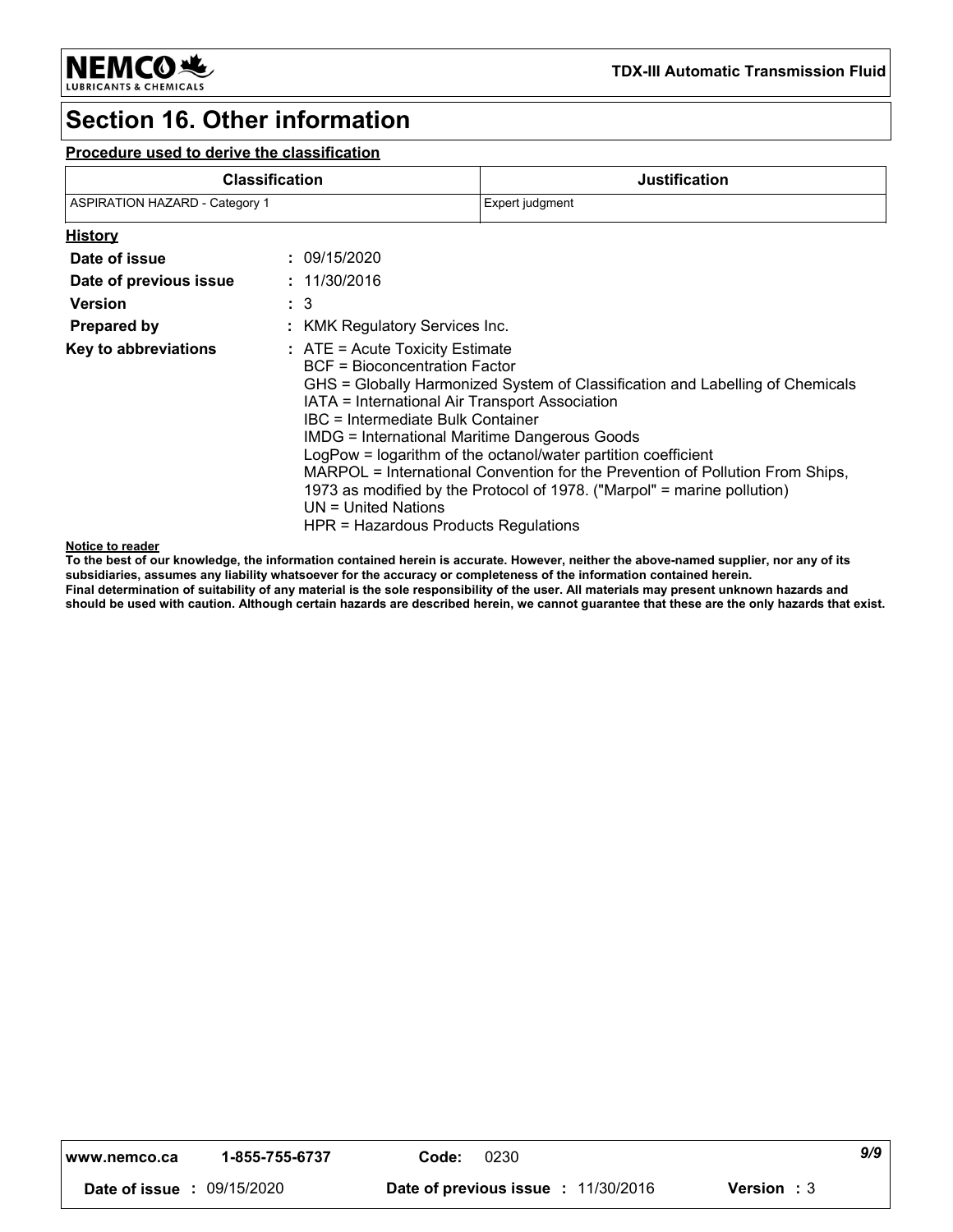# Section 16. Other information

**Procedure used to derive the classification**

| Classification | Justification |
| --- | --- |
| ASPIRATION HAZARD - Category 1 | Expert judgment |

**History**

**Date of issue** : 09/15/2020

**Date of previous issue** : 11/30/2016

**Version** : 3

**Prepared by** : KMK Regulatory Services Inc.

**Key to abbreviations** : ATE = Acute Toxicity Estimate
BCF = Bioconcentration Factor
GHS = Globally Harmonized System of Classification and Labelling of Chemicals
IATA = International Air Transport Association
IBC = Intermediate Bulk Container
IMDG = International Maritime Dangerous Goods
LogPow = logarithm of the octanol/water partition coefficient
MARPOL = International Convention for the Prevention of Pollution From Ships, 1973 as modified by the Protocol of 1978. ("Marpol" = marine pollution)
UN = United Nations
HPR = Hazardous Products Regulations

**Notice to reader**

**To the best of our knowledge, the information contained herein is accurate. However, neither the above-named supplier, nor any of its subsidiaries, assumes any liability whatsoever for the accuracy or completeness of the information contained herein.**
**Final determination of suitability of any material is the sole responsibility of the user. All materials may present unknown hazards and should be used with caution. Although certain hazards are described herein, we cannot guarantee that these are the only hazards that exist.**